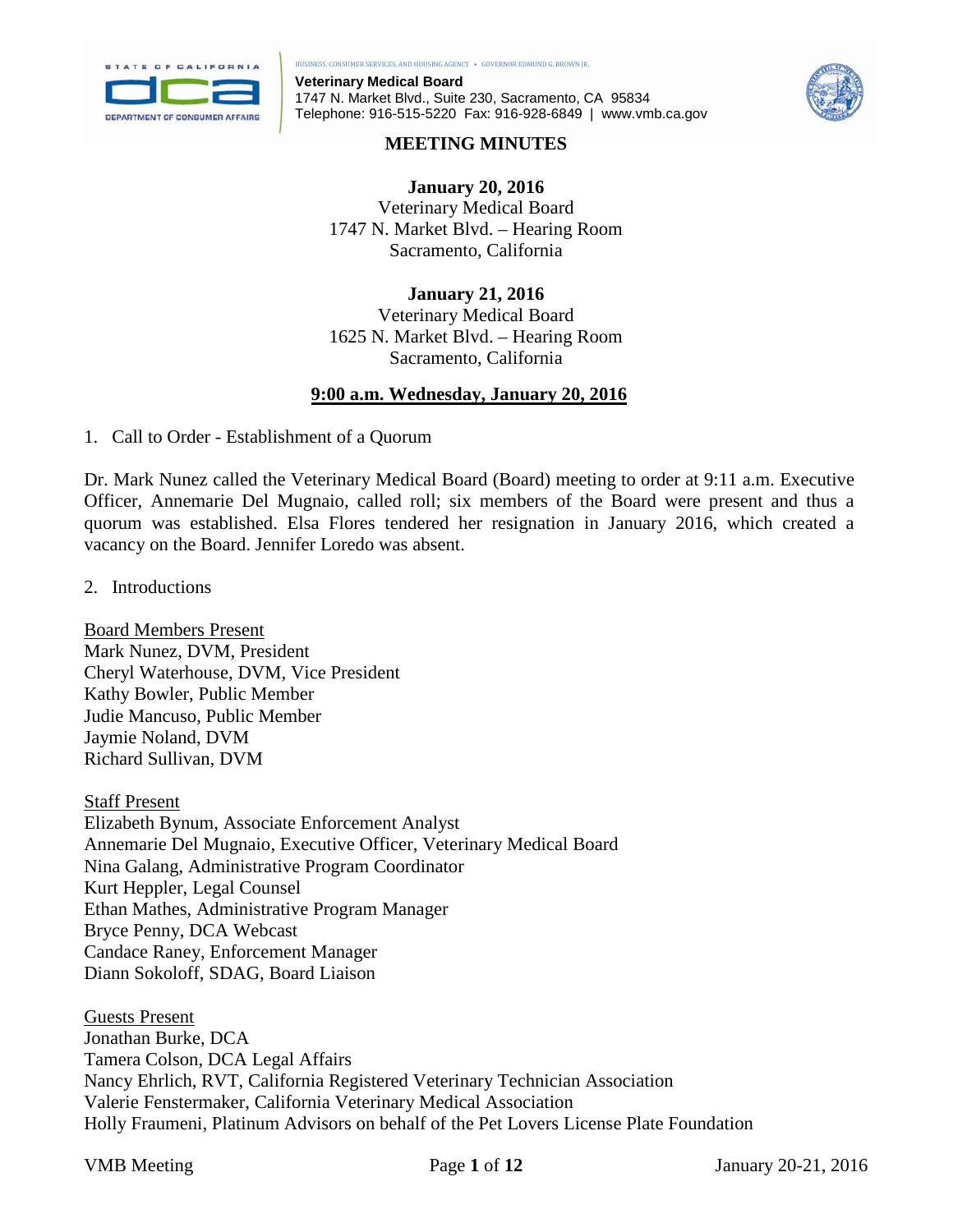BUSINESS, CONSUMER SERVICES, AND HOUSING AGENCY • GOVERNOR EDMUND G. BROWN JR.

**Veterinary Medical Board**
1747 N. Market Blvd., Suite 230, Sacramento, CA 95834
Telephone: 916-515-5220 Fax: 916-928-6849 | www.vmb.ca.gov

# MEETING MINUTES

**January 20, 2016**
Veterinary Medical Board
1747 N. Market Blvd. – Hearing Room
Sacramento, California

**January 21, 2016**
Veterinary Medical Board
1625 N. Market Blvd. – Hearing Room
Sacramento, California

## 9:00 a.m. Wednesday, January 20, 2016

1. Call to Order - Establishment of a Quorum

Dr. Mark Nunez called the Veterinary Medical Board (Board) meeting to order at 9:11 a.m. Executive Officer, Annemarie Del Mugnaio, called roll; six members of the Board were present and thus a quorum was established. Elsa Flores tendered her resignation in January 2016, which created a vacancy on the Board. Jennifer Loredo was absent.

2. Introductions

Board Members Present
Mark Nunez, DVM, President
Cheryl Waterhouse, DVM, Vice President
Kathy Bowler, Public Member
Judie Mancuso, Public Member
Jaymie Noland, DVM
Richard Sullivan, DVM

Staff Present
Elizabeth Bynum, Associate Enforcement Analyst
Annemarie Del Mugnaio, Executive Officer, Veterinary Medical Board
Nina Galang, Administrative Program Coordinator
Kurt Heppler, Legal Counsel
Ethan Mathes, Administrative Program Manager
Bryce Penny, DCA Webcast
Candace Raney, Enforcement Manager
Diann Sokoloff, SDAG, Board Liaison

Guests Present
Jonathan Burke, DCA
Tamera Colson, DCA Legal Affairs
Nancy Ehrlich, RVT, California Registered Veterinary Technician Association
Valerie Fenstermaker, California Veterinary Medical Association
Holly Fraumeni, Platinum Advisors on behalf of the Pet Lovers License Plate Foundation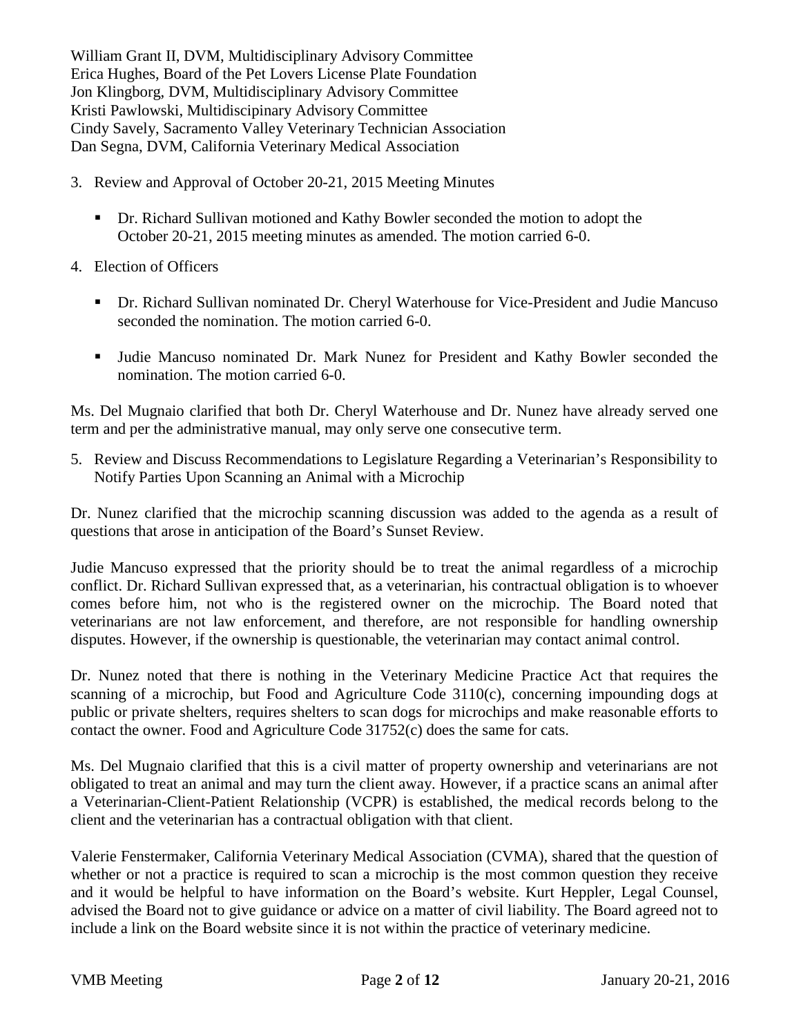William Grant II, DVM, Multidisciplinary Advisory Committee
Erica Hughes, Board of the Pet Lovers License Plate Foundation
Jon Klingborg, DVM, Multidisciplinary Advisory Committee
Kristi Pawlowski, Multidiscipinary Advisory Committee
Cindy Savely, Sacramento Valley Veterinary Technician Association
Dan Segna, DVM, California Veterinary Medical Association

3. Review and Approval of October 20-21, 2015 Meeting Minutes

   - Dr. Richard Sullivan motioned and Kathy Bowler seconded the motion to adopt the October 20-21, 2015 meeting minutes as amended. The motion carried 6-0.

4. Election of Officers

   - Dr. Richard Sullivan nominated Dr. Cheryl Waterhouse for Vice-President and Judie Mancuso seconded the nomination. The motion carried 6-0.

   - Judie Mancuso nominated Dr. Mark Nunez for President and Kathy Bowler seconded the nomination. The motion carried 6-0.

Ms. Del Mugnaio clarified that both Dr. Cheryl Waterhouse and Dr. Nunez have already served one term and per the administrative manual, may only serve one consecutive term.

5. Review and Discuss Recommendations to Legislature Regarding a Veterinarian's Responsibility to Notify Parties Upon Scanning an Animal with a Microchip

Dr. Nunez clarified that the microchip scanning discussion was added to the agenda as a result of questions that arose in anticipation of the Board's Sunset Review.

Judie Mancuso expressed that the priority should be to treat the animal regardless of a microchip conflict. Dr. Richard Sullivan expressed that, as a veterinarian, his contractual obligation is to whoever comes before him, not who is the registered owner on the microchip. The Board noted that veterinarians are not law enforcement, and therefore, are not responsible for handling ownership disputes. However, if the ownership is questionable, the veterinarian may contact animal control.

Dr. Nunez noted that there is nothing in the Veterinary Medicine Practice Act that requires the scanning of a microchip, but Food and Agriculture Code 3110(c), concerning impounding dogs at public or private shelters, requires shelters to scan dogs for microchips and make reasonable efforts to contact the owner. Food and Agriculture Code 31752(c) does the same for cats.

Ms. Del Mugnaio clarified that this is a civil matter of property ownership and veterinarians are not obligated to treat an animal and may turn the client away. However, if a practice scans an animal after a Veterinarian-Client-Patient Relationship (VCPR) is established, the medical records belong to the client and the veterinarian has a contractual obligation with that client.

Valerie Fenstermaker, California Veterinary Medical Association (CVMA), shared that the question of whether or not a practice is required to scan a microchip is the most common question they receive and it would be helpful to have information on the Board's website. Kurt Heppler, Legal Counsel, advised the Board not to give guidance or advice on a matter of civil liability. The Board agreed not to include a link on the Board website since it is not within the practice of veterinary medicine.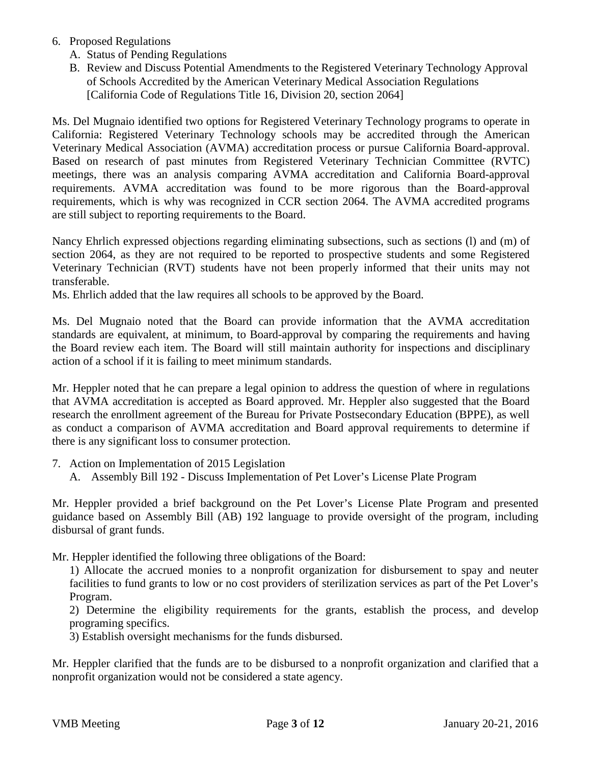6. Proposed Regulations
   A. Status of Pending Regulations
   B. Review and Discuss Potential Amendments to the Registered Veterinary Technology Approval of Schools Accredited by the American Veterinary Medical Association Regulations [California Code of Regulations Title 16, Division 20, section 2064]

Ms. Del Mugnaio identified two options for Registered Veterinary Technology programs to operate in California: Registered Veterinary Technology schools may be accredited through the American Veterinary Medical Association (AVMA) accreditation process or pursue California Board-approval. Based on research of past minutes from Registered Veterinary Technician Committee (RVTC) meetings, there was an analysis comparing AVMA accreditation and California Board-approval requirements. AVMA accreditation was found to be more rigorous than the Board-approval requirements, which is why was recognized in CCR section 2064. The AVMA accredited programs are still subject to reporting requirements to the Board.

Nancy Ehrlich expressed objections regarding eliminating subsections, such as sections (l) and (m) of section 2064, as they are not required to be reported to prospective students and some Registered Veterinary Technician (RVT) students have not been properly informed that their units may not transferable.
Ms. Ehrlich added that the law requires all schools to be approved by the Board.

Ms. Del Mugnaio noted that the Board can provide information that the AVMA accreditation standards are equivalent, at minimum, to Board-approval by comparing the requirements and having the Board review each item. The Board will still maintain authority for inspections and disciplinary action of a school if it is failing to meet minimum standards.

Mr. Heppler noted that he can prepare a legal opinion to address the question of where in regulations that AVMA accreditation is accepted as Board approved. Mr. Heppler also suggested that the Board research the enrollment agreement of the Bureau for Private Postsecondary Education (BPPE), as well as conduct a comparison of AVMA accreditation and Board approval requirements to determine if there is any significant loss to consumer protection.

7. Action on Implementation of 2015 Legislation
   A. Assembly Bill 192 - Discuss Implementation of Pet Lover's License Plate Program

Mr. Heppler provided a brief background on the Pet Lover's License Plate Program and presented guidance based on Assembly Bill (AB) 192 language to provide oversight of the program, including disbursal of grant funds.

Mr. Heppler identified the following three obligations of the Board:

1) Allocate the accrued monies to a nonprofit organization for disbursement to spay and neuter facilities to fund grants to low or no cost providers of sterilization services as part of the Pet Lover's Program.

2) Determine the eligibility requirements for the grants, establish the process, and develop programing specifics.

3) Establish oversight mechanisms for the funds disbursed.

Mr. Heppler clarified that the funds are to be disbursed to a nonprofit organization and clarified that a nonprofit organization would not be considered a state agency.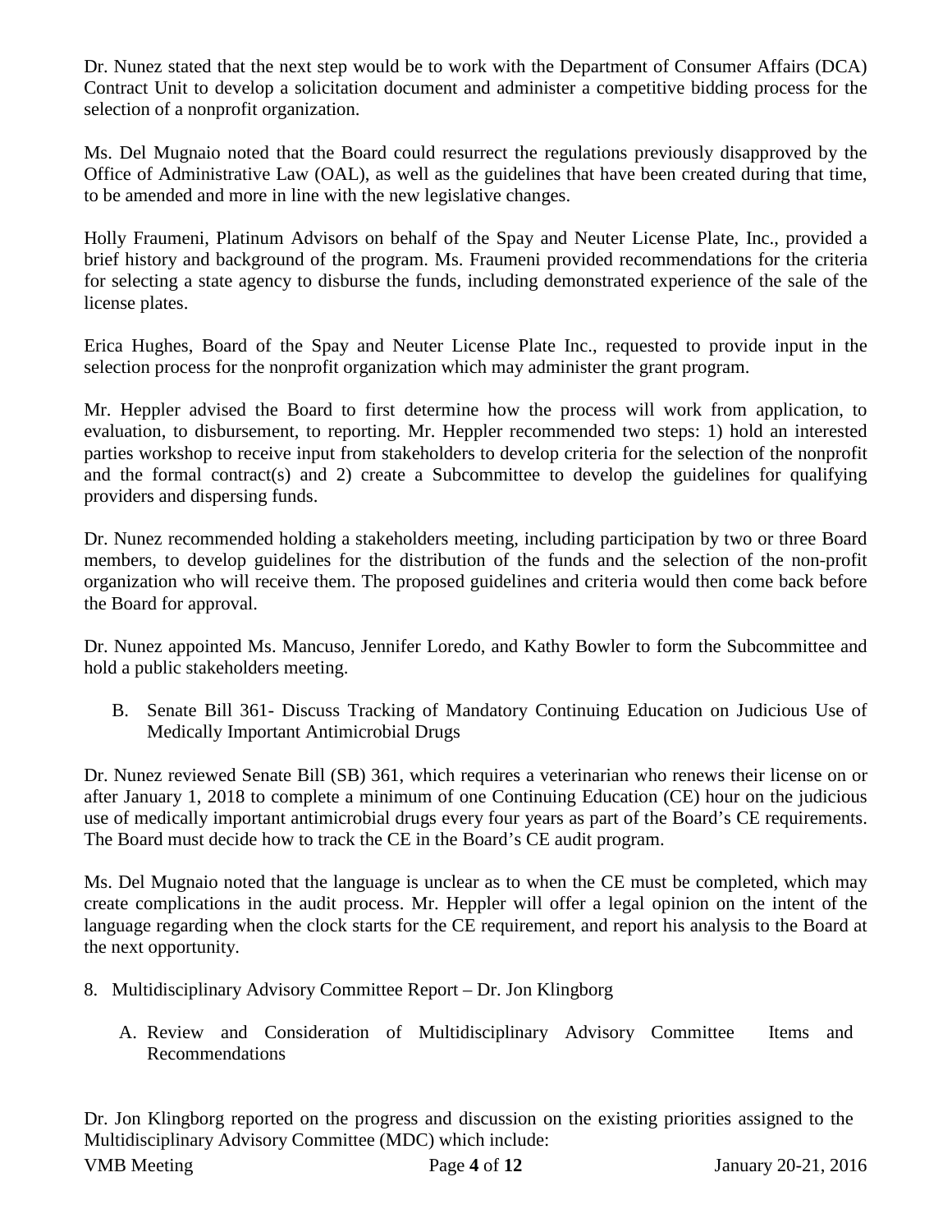Dr. Nunez stated that the next step would be to work with the Department of Consumer Affairs (DCA) Contract Unit to develop a solicitation document and administer a competitive bidding process for the selection of a nonprofit organization.

Ms. Del Mugnaio noted that the Board could resurrect the regulations previously disapproved by the Office of Administrative Law (OAL), as well as the guidelines that have been created during that time, to be amended and more in line with the new legislative changes.

Holly Fraumeni, Platinum Advisors on behalf of the Spay and Neuter License Plate, Inc., provided a brief history and background of the program. Ms. Fraumeni provided recommendations for the criteria for selecting a state agency to disburse the funds, including demonstrated experience of the sale of the license plates.

Erica Hughes, Board of the Spay and Neuter License Plate Inc., requested to provide input in the selection process for the nonprofit organization which may administer the grant program.

Mr. Heppler advised the Board to first determine how the process will work from application, to evaluation, to disbursement, to reporting. Mr. Heppler recommended two steps: 1) hold an interested parties workshop to receive input from stakeholders to develop criteria for the selection of the nonprofit and the formal contract(s) and 2) create a Subcommittee to develop the guidelines for qualifying providers and dispersing funds.

Dr. Nunez recommended holding a stakeholders meeting, including participation by two or three Board members, to develop guidelines for the distribution of the funds and the selection of the non-profit organization who will receive them. The proposed guidelines and criteria would then come back before the Board for approval.

Dr. Nunez appointed Ms. Mancuso, Jennifer Loredo, and Kathy Bowler to form the Subcommittee and hold a public stakeholders meeting.

B. Senate Bill 361- Discuss Tracking of Mandatory Continuing Education on Judicious Use of Medically Important Antimicrobial Drugs

Dr. Nunez reviewed Senate Bill (SB) 361, which requires a veterinarian who renews their license on or after January 1, 2018 to complete a minimum of one Continuing Education (CE) hour on the judicious use of medically important antimicrobial drugs every four years as part of the Board's CE requirements. The Board must decide how to track the CE in the Board's CE audit program.

Ms. Del Mugnaio noted that the language is unclear as to when the CE must be completed, which may create complications in the audit process. Mr. Heppler will offer a legal opinion on the intent of the language regarding when the clock starts for the CE requirement, and report his analysis to the Board at the next opportunity.

8. Multidisciplinary Advisory Committee Report – Dr. Jon Klingborg

   A. Review and Consideration of Multidisciplinary Advisory Committee Items and Recommendations

Dr. Jon Klingborg reported on the progress and discussion on the existing priorities assigned to the Multidisciplinary Advisory Committee (MDC) which include: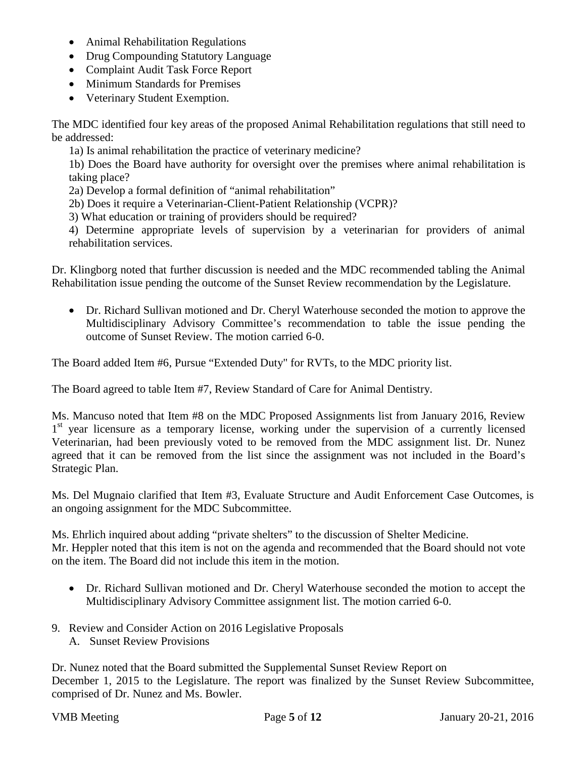- Animal Rehabilitation Regulations
- Drug Compounding Statutory Language
- Complaint Audit Task Force Report
- Minimum Standards for Premises
- Veterinary Student Exemption.

The MDC identified four key areas of the proposed Animal Rehabilitation regulations that still need to be addressed:

1a) Is animal rehabilitation the practice of veterinary medicine?

1b) Does the Board have authority for oversight over the premises where animal rehabilitation is taking place?

2a) Develop a formal definition of "animal rehabilitation"

2b) Does it require a Veterinarian-Client-Patient Relationship (VCPR)?

3) What education or training of providers should be required?

4) Determine appropriate levels of supervision by a veterinarian for providers of animal rehabilitation services.

Dr. Klingborg noted that further discussion is needed and the MDC recommended tabling the Animal Rehabilitation issue pending the outcome of the Sunset Review recommendation by the Legislature.

- Dr. Richard Sullivan motioned and Dr. Cheryl Waterhouse seconded the motion to approve the Multidisciplinary Advisory Committee's recommendation to table the issue pending the outcome of Sunset Review. The motion carried 6-0.

The Board added Item #6, Pursue "Extended Duty" for RVTs, to the MDC priority list.

The Board agreed to table Item #7, Review Standard of Care for Animal Dentistry.

Ms. Mancuso noted that Item #8 on the MDC Proposed Assignments list from January 2016, Review 1st year licensure as a temporary license, working under the supervision of a currently licensed Veterinarian, had been previously voted to be removed from the MDC assignment list. Dr. Nunez agreed that it can be removed from the list since the assignment was not included in the Board's Strategic Plan.

Ms. Del Mugnaio clarified that Item #3, Evaluate Structure and Audit Enforcement Case Outcomes, is an ongoing assignment for the MDC Subcommittee.

Ms. Ehrlich inquired about adding "private shelters" to the discussion of Shelter Medicine. Mr. Heppler noted that this item is not on the agenda and recommended that the Board should not vote on the item. The Board did not include this item in the motion.

- Dr. Richard Sullivan motioned and Dr. Cheryl Waterhouse seconded the motion to accept the Multidisciplinary Advisory Committee assignment list. The motion carried 6-0.

9. Review and Consider Action on 2016 Legislative Proposals
   A. Sunset Review Provisions

Dr. Nunez noted that the Board submitted the Supplemental Sunset Review Report on December 1, 2015 to the Legislature. The report was finalized by the Sunset Review Subcommittee, comprised of Dr. Nunez and Ms. Bowler.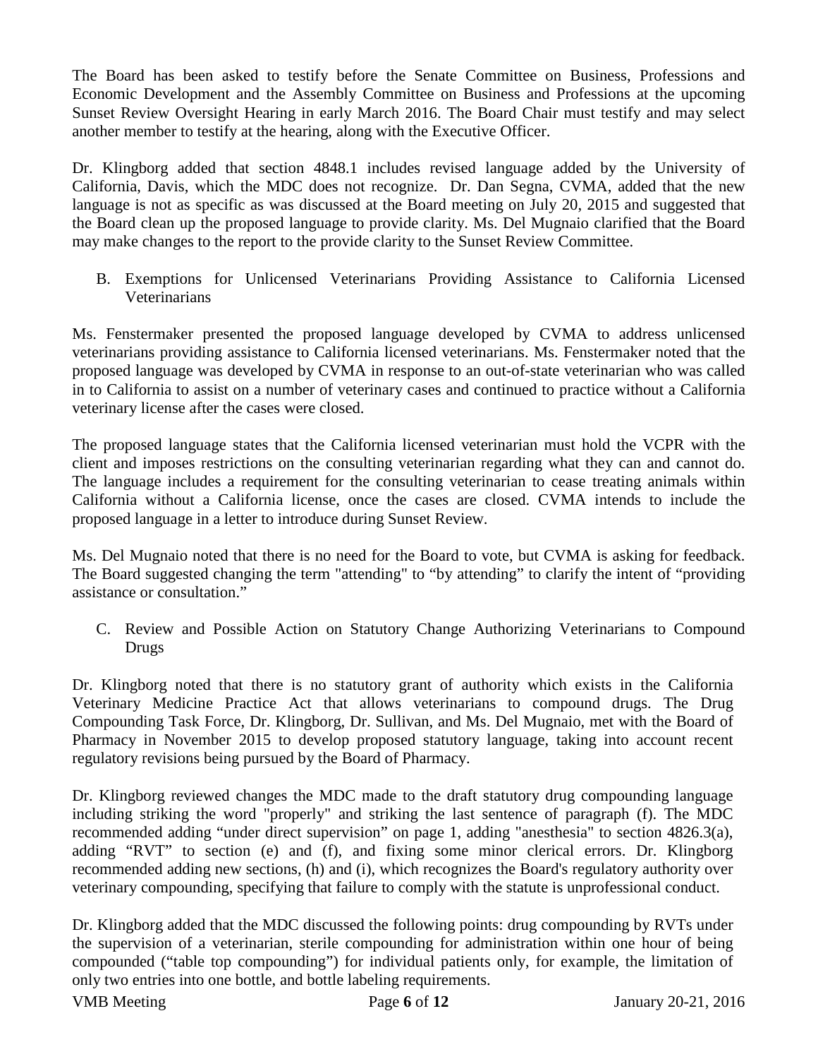The Board has been asked to testify before the Senate Committee on Business, Professions and Economic Development and the Assembly Committee on Business and Professions at the upcoming Sunset Review Oversight Hearing in early March 2016. The Board Chair must testify and may select another member to testify at the hearing, along with the Executive Officer.

Dr. Klingborg added that section 4848.1 includes revised language added by the University of California, Davis, which the MDC does not recognize. Dr. Dan Segna, CVMA, added that the new language is not as specific as was discussed at the Board meeting on July 20, 2015 and suggested that the Board clean up the proposed language to provide clarity. Ms. Del Mugnaio clarified that the Board may make changes to the report to the provide clarity to the Sunset Review Committee.

B. Exemptions for Unlicensed Veterinarians Providing Assistance to California Licensed Veterinarians

Ms. Fenstermaker presented the proposed language developed by CVMA to address unlicensed veterinarians providing assistance to California licensed veterinarians. Ms. Fenstermaker noted that the proposed language was developed by CVMA in response to an out-of-state veterinarian who was called in to California to assist on a number of veterinary cases and continued to practice without a California veterinary license after the cases were closed.

The proposed language states that the California licensed veterinarian must hold the VCPR with the client and imposes restrictions on the consulting veterinarian regarding what they can and cannot do. The language includes a requirement for the consulting veterinarian to cease treating animals within California without a California license, once the cases are closed. CVMA intends to include the proposed language in a letter to introduce during Sunset Review.

Ms. Del Mugnaio noted that there is no need for the Board to vote, but CVMA is asking for feedback. The Board suggested changing the term "attending" to "by attending" to clarify the intent of "providing assistance or consultation."

C. Review and Possible Action on Statutory Change Authorizing Veterinarians to Compound Drugs

Dr. Klingborg noted that there is no statutory grant of authority which exists in the California Veterinary Medicine Practice Act that allows veterinarians to compound drugs. The Drug Compounding Task Force, Dr. Klingborg, Dr. Sullivan, and Ms. Del Mugnaio, met with the Board of Pharmacy in November 2015 to develop proposed statutory language, taking into account recent regulatory revisions being pursued by the Board of Pharmacy.

Dr. Klingborg reviewed changes the MDC made to the draft statutory drug compounding language including striking the word "properly" and striking the last sentence of paragraph (f). The MDC recommended adding "under direct supervision" on page 1, adding "anesthesia" to section 4826.3(a), adding "RVT" to section (e) and (f), and fixing some minor clerical errors. Dr. Klingborg recommended adding new sections, (h) and (i), which recognizes the Board's regulatory authority over veterinary compounding, specifying that failure to comply with the statute is unprofessional conduct.

Dr. Klingborg added that the MDC discussed the following points: drug compounding by RVTs under the supervision of a veterinarian, sterile compounding for administration within one hour of being compounded ("table top compounding") for individual patients only, for example, the limitation of only two entries into one bottle, and bottle labeling requirements.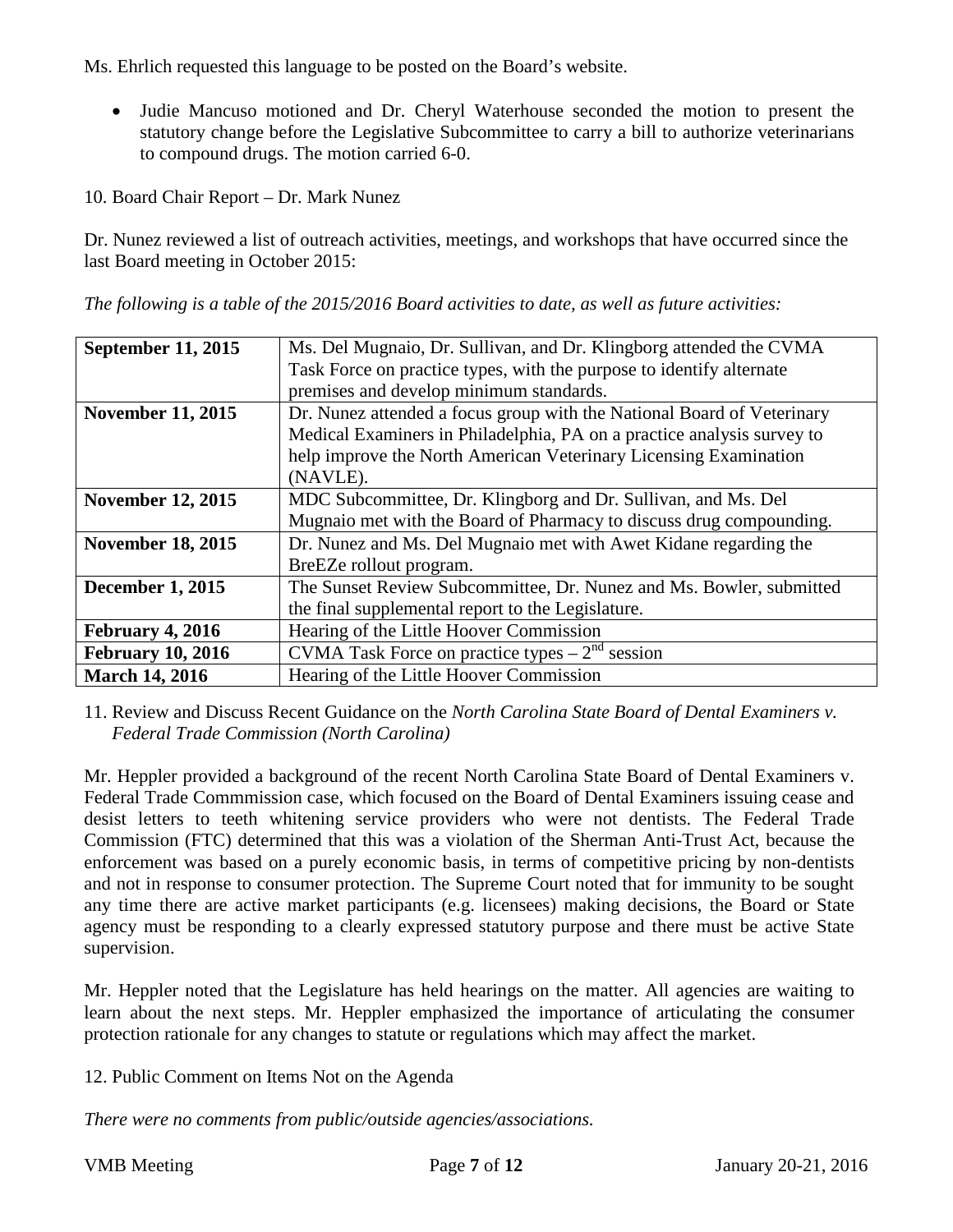Ms. Ehrlich requested this language to be posted on the Board's website.

- Judie Mancuso motioned and Dr. Cheryl Waterhouse seconded the motion to present the statutory change before the Legislative Subcommittee to carry a bill to authorize veterinarians to compound drugs. The motion carried 6-0.

10. Board Chair Report – Dr. Mark Nunez

Dr. Nunez reviewed a list of outreach activities, meetings, and workshops that have occurred since the last Board meeting in October 2015:

*The following is a table of the 2015/2016 Board activities to date, as well as future activities:*

| | |
|---|---|
| **September 11, 2015** | Ms. Del Mugnaio, Dr. Sullivan, and Dr. Klingborg attended the CVMA Task Force on practice types, with the purpose to identify alternate premises and develop minimum standards. |
| **November 11, 2015** | Dr. Nunez attended a focus group with the National Board of Veterinary Medical Examiners in Philadelphia, PA on a practice analysis survey to help improve the North American Veterinary Licensing Examination (NAVLE). |
| **November 12, 2015** | MDC Subcommittee, Dr. Klingborg and Dr. Sullivan, and Ms. Del Mugnaio met with the Board of Pharmacy to discuss drug compounding. |
| **November 18, 2015** | Dr. Nunez and Ms. Del Mugnaio met with Awet Kidane regarding the BreEZe rollout program. |
| **December 1, 2015** | The Sunset Review Subcommittee, Dr. Nunez and Ms. Bowler, submitted the final supplemental report to the Legislature. |
| **February 4, 2016** | Hearing of the Little Hoover Commission |
| **February 10, 2016** | CVMA Task Force on practice types – 2nd session |
| **March 14, 2016** | Hearing of the Little Hoover Commission |

11. Review and Discuss Recent Guidance on the *North Carolina State Board of Dental Examiners v. Federal Trade Commission (North Carolina)*

Mr. Heppler provided a background of the recent North Carolina State Board of Dental Examiners v. Federal Trade Commmission case, which focused on the Board of Dental Examiners issuing cease and desist letters to teeth whitening service providers who were not dentists. The Federal Trade Commission (FTC) determined that this was a violation of the Sherman Anti-Trust Act, because the enforcement was based on a purely economic basis, in terms of competitive pricing by non-dentists and not in response to consumer protection. The Supreme Court noted that for immunity to be sought any time there are active market participants (e.g. licensees) making decisions, the Board or State agency must be responding to a clearly expressed statutory purpose and there must be active State supervision.

Mr. Heppler noted that the Legislature has held hearings on the matter. All agencies are waiting to learn about the next steps. Mr. Heppler emphasized the importance of articulating the consumer protection rationale for any changes to statute or regulations which may affect the market.

12. Public Comment on Items Not on the Agenda

*There were no comments from public/outside agencies/associations.*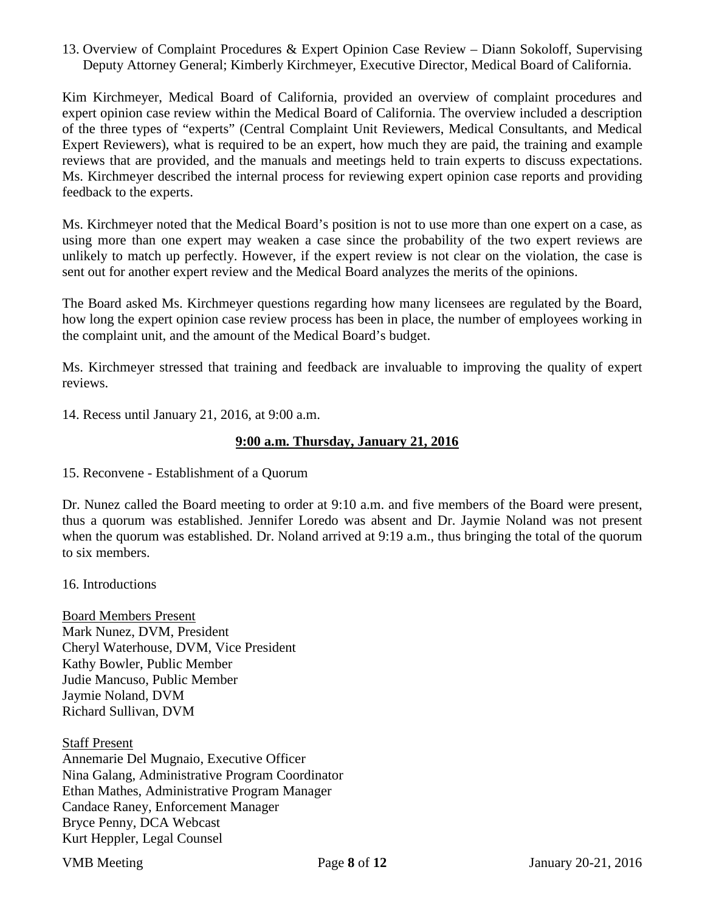13. Overview of Complaint Procedures & Expert Opinion Case Review – Diann Sokoloff, Supervising Deputy Attorney General; Kimberly Kirchmeyer, Executive Director, Medical Board of California.

Kim Kirchmeyer, Medical Board of California, provided an overview of complaint procedures and expert opinion case review within the Medical Board of California. The overview included a description of the three types of "experts" (Central Complaint Unit Reviewers, Medical Consultants, and Medical Expert Reviewers), what is required to be an expert, how much they are paid, the training and example reviews that are provided, and the manuals and meetings held to train experts to discuss expectations. Ms. Kirchmeyer described the internal process for reviewing expert opinion case reports and providing feedback to the experts.

Ms. Kirchmeyer noted that the Medical Board's position is not to use more than one expert on a case, as using more than one expert may weaken a case since the probability of the two expert reviews are unlikely to match up perfectly. However, if the expert review is not clear on the violation, the case is sent out for another expert review and the Medical Board analyzes the merits of the opinions.

The Board asked Ms. Kirchmeyer questions regarding how many licensees are regulated by the Board, how long the expert opinion case review process has been in place, the number of employees working in the complaint unit, and the amount of the Medical Board's budget.

Ms. Kirchmeyer stressed that training and feedback are invaluable to improving the quality of expert reviews.

14. Recess until January 21, 2016, at 9:00 a.m.

## **9:00 a.m. Thursday, January 21, 2016**

15. Reconvene - Establishment of a Quorum

Dr. Nunez called the Board meeting to order at 9:10 a.m. and five members of the Board were present, thus a quorum was established. Jennifer Loredo was absent and Dr. Jaymie Noland was not present when the quorum was established. Dr. Noland arrived at 9:19 a.m., thus bringing the total of the quorum to six members.

16. Introductions

Board Members Present
Mark Nunez, DVM, President
Cheryl Waterhouse, DVM, Vice President
Kathy Bowler, Public Member
Judie Mancuso, Public Member
Jaymie Noland, DVM
Richard Sullivan, DVM

Staff Present
Annemarie Del Mugnaio, Executive Officer
Nina Galang, Administrative Program Coordinator
Ethan Mathes, Administrative Program Manager
Candace Raney, Enforcement Manager
Bryce Penny, DCA Webcast
Kurt Heppler, Legal Counsel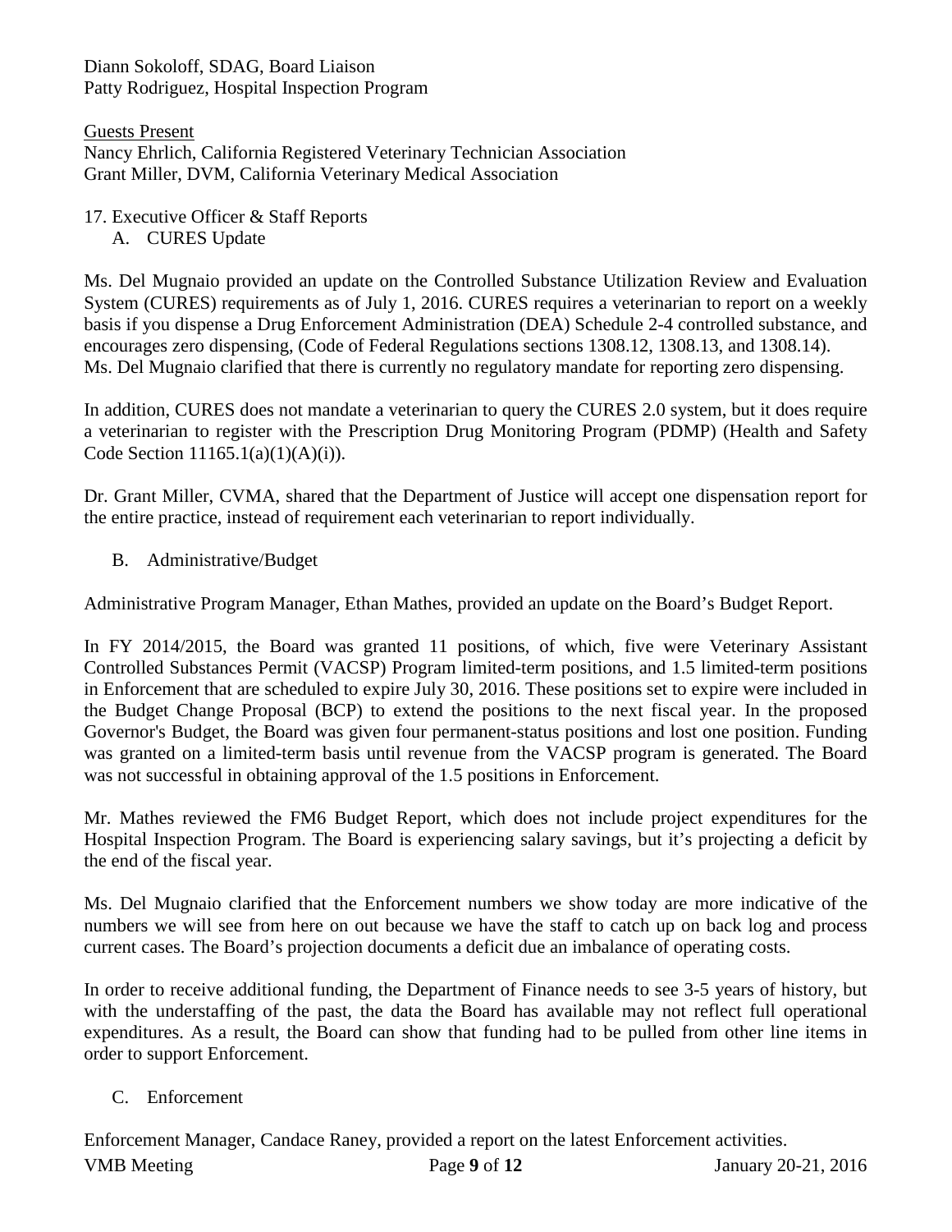Diann Sokoloff, SDAG, Board Liaison
Patty Rodriguez, Hospital Inspection Program

Guests Present
Nancy Ehrlich, California Registered Veterinary Technician Association
Grant Miller, DVM, California Veterinary Medical Association

17. Executive Officer & Staff Reports
    A. CURES Update

Ms. Del Mugnaio provided an update on the Controlled Substance Utilization Review and Evaluation System (CURES) requirements as of July 1, 2016. CURES requires a veterinarian to report on a weekly basis if you dispense a Drug Enforcement Administration (DEA) Schedule 2-4 controlled substance, and encourages zero dispensing, (Code of Federal Regulations sections 1308.12, 1308.13, and 1308.14). Ms. Del Mugnaio clarified that there is currently no regulatory mandate for reporting zero dispensing.

In addition, CURES does not mandate a veterinarian to query the CURES 2.0 system, but it does require a veterinarian to register with the Prescription Drug Monitoring Program (PDMP) (Health and Safety Code Section 11165.1(a)(1)(A)(i)).

Dr. Grant Miller, CVMA, shared that the Department of Justice will accept one dispensation report for the entire practice, instead of requirement each veterinarian to report individually.

B. Administrative/Budget

Administrative Program Manager, Ethan Mathes, provided an update on the Board's Budget Report.

In FY 2014/2015, the Board was granted 11 positions, of which, five were Veterinary Assistant Controlled Substances Permit (VACSP) Program limited-term positions, and 1.5 limited-term positions in Enforcement that are scheduled to expire July 30, 2016. These positions set to expire were included in the Budget Change Proposal (BCP) to extend the positions to the next fiscal year. In the proposed Governor's Budget, the Board was given four permanent-status positions and lost one position. Funding was granted on a limited-term basis until revenue from the VACSP program is generated. The Board was not successful in obtaining approval of the 1.5 positions in Enforcement.

Mr. Mathes reviewed the FM6 Budget Report, which does not include project expenditures for the Hospital Inspection Program. The Board is experiencing salary savings, but it's projecting a deficit by the end of the fiscal year.

Ms. Del Mugnaio clarified that the Enforcement numbers we show today are more indicative of the numbers we will see from here on out because we have the staff to catch up on back log and process current cases. The Board's projection documents a deficit due an imbalance of operating costs.

In order to receive additional funding, the Department of Finance needs to see 3-5 years of history, but with the understaffing of the past, the data the Board has available may not reflect full operational expenditures. As a result, the Board can show that funding had to be pulled from other line items in order to support Enforcement.

C. Enforcement

Enforcement Manager, Candace Raney, provided a report on the latest Enforcement activities.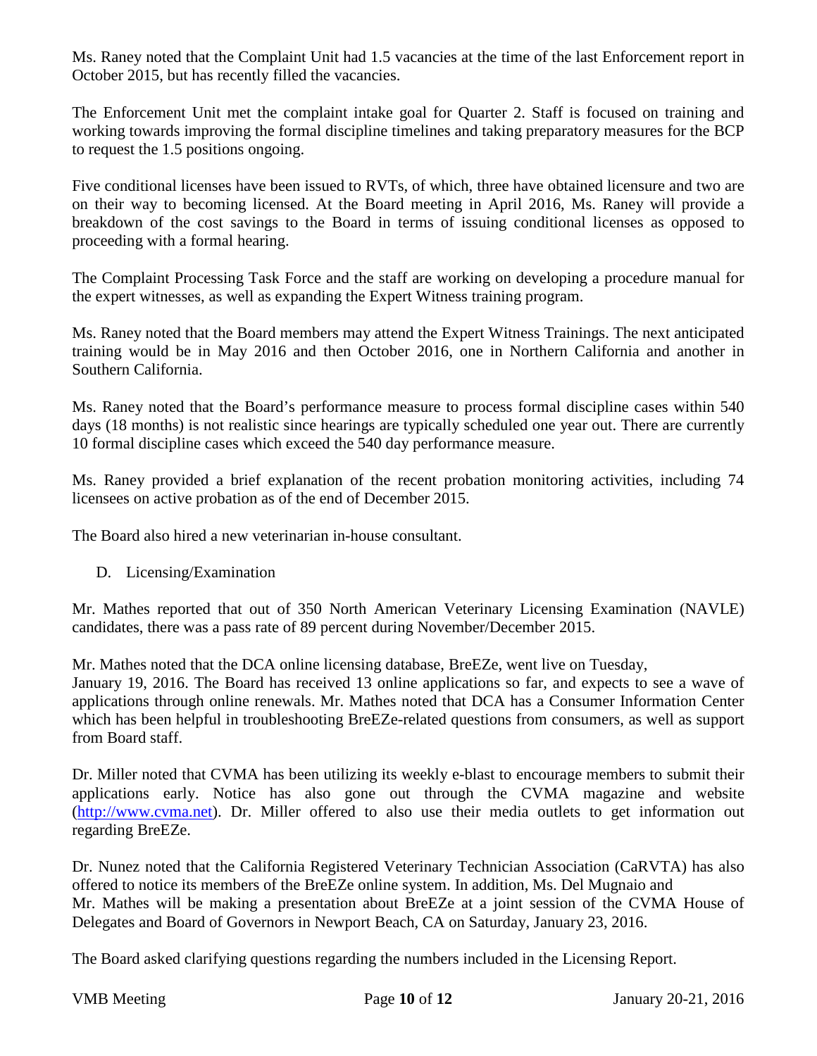Ms. Raney noted that the Complaint Unit had 1.5 vacancies at the time of the last Enforcement report in October 2015, but has recently filled the vacancies.

The Enforcement Unit met the complaint intake goal for Quarter 2. Staff is focused on training and working towards improving the formal discipline timelines and taking preparatory measures for the BCP to request the 1.5 positions ongoing.

Five conditional licenses have been issued to RVTs, of which, three have obtained licensure and two are on their way to becoming licensed. At the Board meeting in April 2016, Ms. Raney will provide a breakdown of the cost savings to the Board in terms of issuing conditional licenses as opposed to proceeding with a formal hearing.

The Complaint Processing Task Force and the staff are working on developing a procedure manual for the expert witnesses, as well as expanding the Expert Witness training program.

Ms. Raney noted that the Board members may attend the Expert Witness Trainings. The next anticipated training would be in May 2016 and then October 2016, one in Northern California and another in Southern California.

Ms. Raney noted that the Board's performance measure to process formal discipline cases within 540 days (18 months) is not realistic since hearings are typically scheduled one year out. There are currently 10 formal discipline cases which exceed the 540 day performance measure.

Ms. Raney provided a brief explanation of the recent probation monitoring activities, including 74 licensees on active probation as of the end of December 2015.

The Board also hired a new veterinarian in-house consultant.

D. Licensing/Examination

Mr. Mathes reported that out of 350 North American Veterinary Licensing Examination (NAVLE) candidates, there was a pass rate of 89 percent during November/December 2015.

Mr. Mathes noted that the DCA online licensing database, BreEZe, went live on Tuesday, January 19, 2016. The Board has received 13 online applications so far, and expects to see a wave of applications through online renewals. Mr. Mathes noted that DCA has a Consumer Information Center which has been helpful in troubleshooting BreEZe-related questions from consumers, as well as support from Board staff.

Dr. Miller noted that CVMA has been utilizing its weekly e-blast to encourage members to submit their applications early. Notice has also gone out through the CVMA magazine and website (http://www.cvma.net). Dr. Miller offered to also use their media outlets to get information out regarding BreEZe.

Dr. Nunez noted that the California Registered Veterinary Technician Association (CaRVTA) has also offered to notice its members of the BreEZe online system. In addition, Ms. Del Mugnaio and Mr. Mathes will be making a presentation about BreEZe at a joint session of the CVMA House of Delegates and Board of Governors in Newport Beach, CA on Saturday, January 23, 2016.

The Board asked clarifying questions regarding the numbers included in the Licensing Report.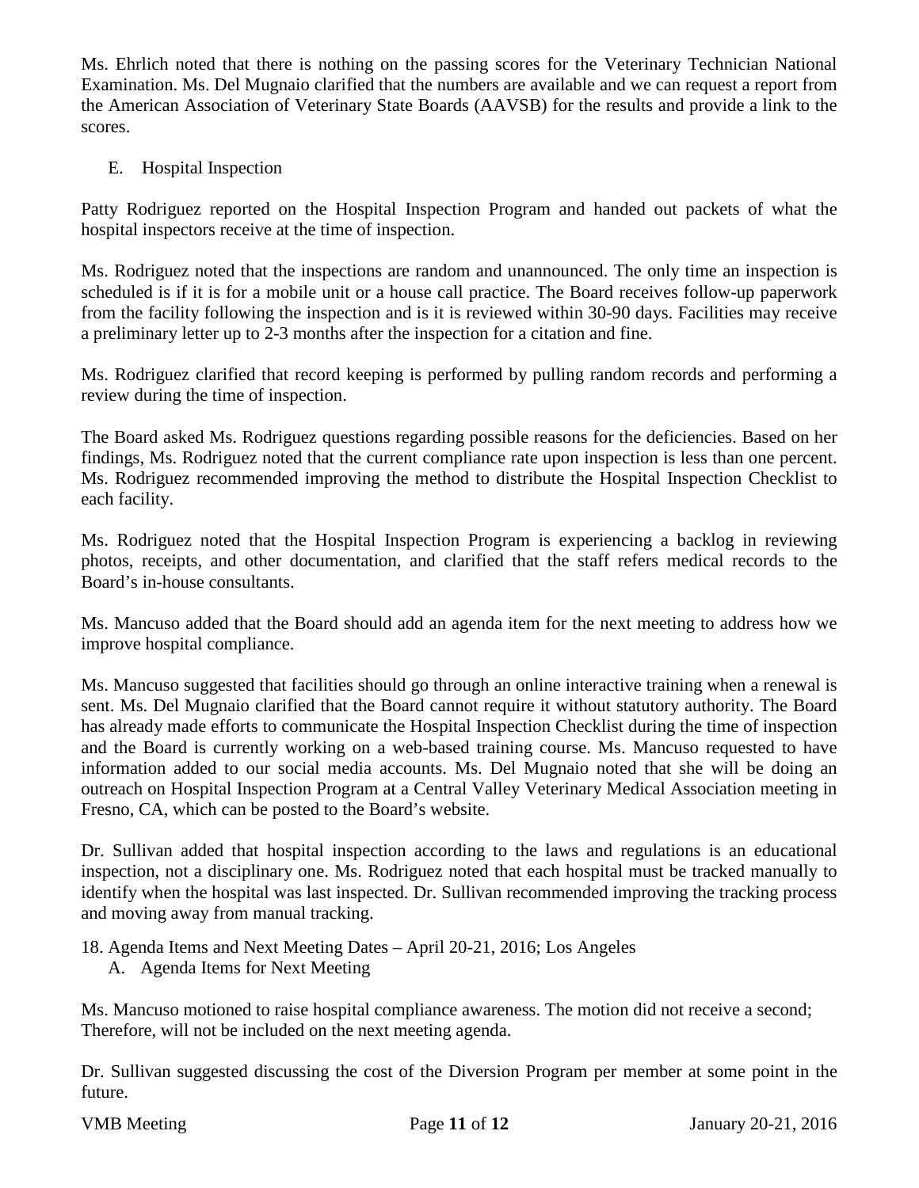Ms. Ehrlich noted that there is nothing on the passing scores for the Veterinary Technician National Examination. Ms. Del Mugnaio clarified that the numbers are available and we can request a report from the American Association of Veterinary State Boards (AAVSB) for the results and provide a link to the scores.

E. Hospital Inspection

Patty Rodriguez reported on the Hospital Inspection Program and handed out packets of what the hospital inspectors receive at the time of inspection.

Ms. Rodriguez noted that the inspections are random and unannounced. The only time an inspection is scheduled is if it is for a mobile unit or a house call practice. The Board receives follow-up paperwork from the facility following the inspection and is it is reviewed within 30-90 days. Facilities may receive a preliminary letter up to 2-3 months after the inspection for a citation and fine.

Ms. Rodriguez clarified that record keeping is performed by pulling random records and performing a review during the time of inspection.

The Board asked Ms. Rodriguez questions regarding possible reasons for the deficiencies. Based on her findings, Ms. Rodriguez noted that the current compliance rate upon inspection is less than one percent. Ms. Rodriguez recommended improving the method to distribute the Hospital Inspection Checklist to each facility.

Ms. Rodriguez noted that the Hospital Inspection Program is experiencing a backlog in reviewing photos, receipts, and other documentation, and clarified that the staff refers medical records to the Board's in-house consultants.

Ms. Mancuso added that the Board should add an agenda item for the next meeting to address how we improve hospital compliance.

Ms. Mancuso suggested that facilities should go through an online interactive training when a renewal is sent. Ms. Del Mugnaio clarified that the Board cannot require it without statutory authority. The Board has already made efforts to communicate the Hospital Inspection Checklist during the time of inspection and the Board is currently working on a web-based training course. Ms. Mancuso requested to have information added to our social media accounts. Ms. Del Mugnaio noted that she will be doing an outreach on Hospital Inspection Program at a Central Valley Veterinary Medical Association meeting in Fresno, CA, which can be posted to the Board's website.

Dr. Sullivan added that hospital inspection according to the laws and regulations is an educational inspection, not a disciplinary one. Ms. Rodriguez noted that each hospital must be tracked manually to identify when the hospital was last inspected. Dr. Sullivan recommended improving the tracking process and moving away from manual tracking.

18. Agenda Items and Next Meeting Dates – April 20-21, 2016; Los Angeles
    A. Agenda Items for Next Meeting

Ms. Mancuso motioned to raise hospital compliance awareness. The motion did not receive a second; Therefore, will not be included on the next meeting agenda.

Dr. Sullivan suggested discussing the cost of the Diversion Program per member at some point in the future.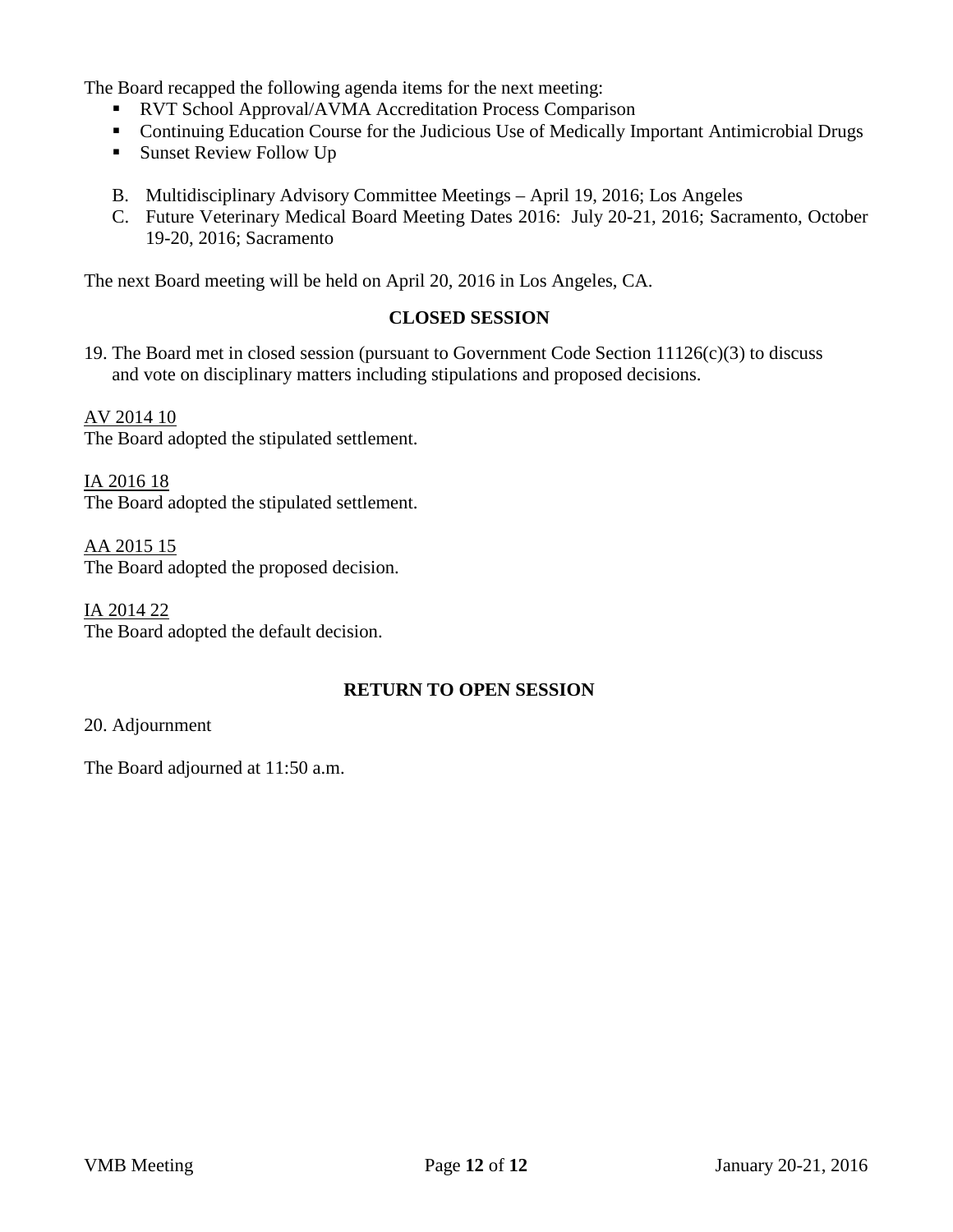The Board recapped the following agenda items for the next meeting:

- RVT School Approval/AVMA Accreditation Process Comparison
- Continuing Education Course for the Judicious Use of Medically Important Antimicrobial Drugs
- Sunset Review Follow Up

B. Multidisciplinary Advisory Committee Meetings – April 19, 2016; Los Angeles

C. Future Veterinary Medical Board Meeting Dates 2016: July 20-21, 2016; Sacramento, October 19-20, 2016; Sacramento

The next Board meeting will be held on April 20, 2016 in Los Angeles, CA.

## CLOSED SESSION

19. The Board met in closed session (pursuant to Government Code Section 11126(c)(3) to discuss and vote on disciplinary matters including stipulations and proposed decisions.

AV 2014 10

The Board adopted the stipulated settlement.

IA 2016 18

The Board adopted the stipulated settlement.

AA 2015 15

The Board adopted the proposed decision.

IA 2014 22

The Board adopted the default decision.

## RETURN TO OPEN SESSION

20. Adjournment

The Board adjourned at 11:50 a.m.